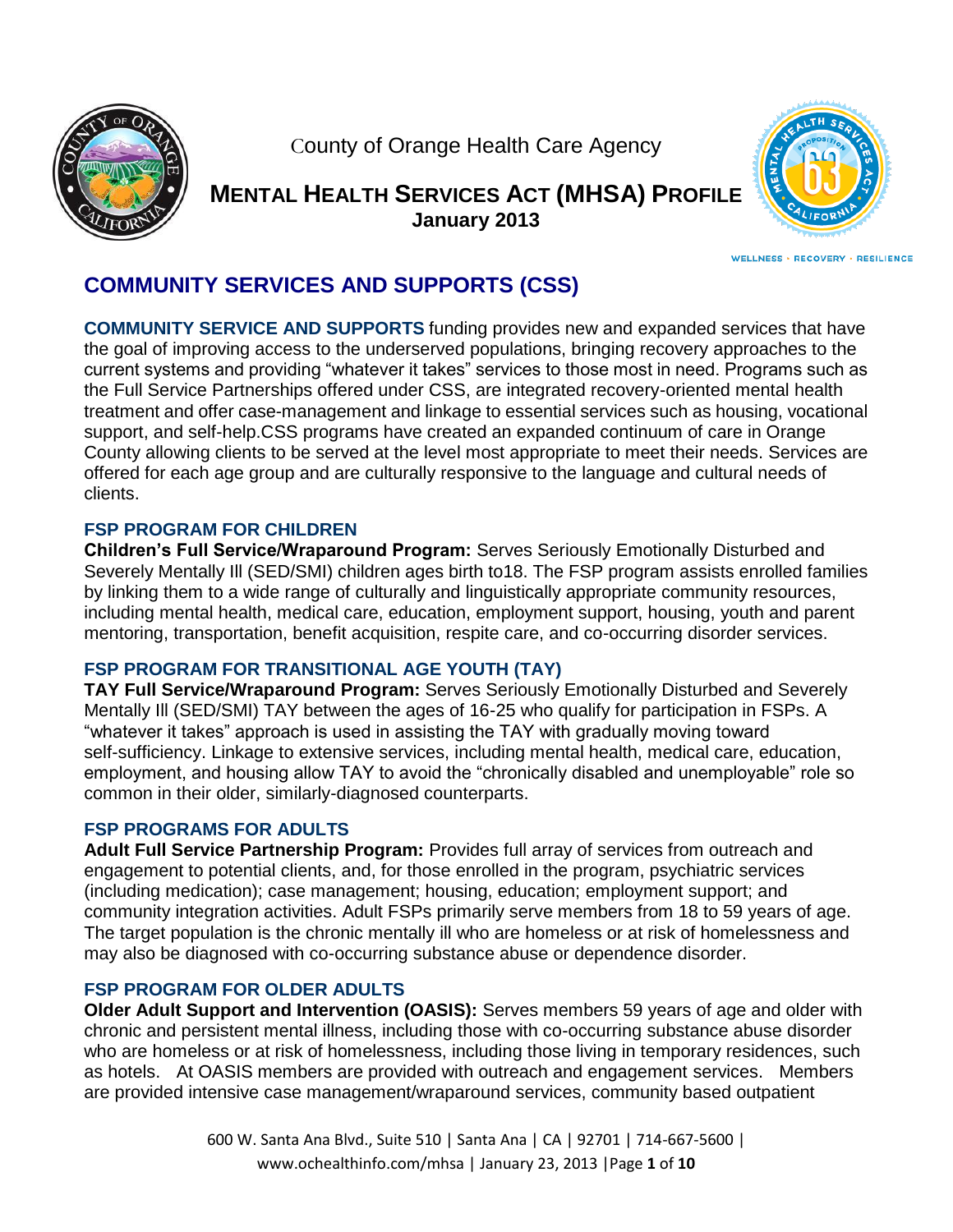County of Orange Health Care Agency

# MENTAL HEALTH SERVICES ACT (MHSA) PROFILE

**January 2013**

WELLNESS • RECOVERY • RESILIENCE

## COMMUNITY SERVICES AND SUPPORTS (CSS)

**COMMUNITY SERVICE AND SUPPORTS** funding provides new and expanded services that have the goal of improving access to the underserved populations, bringing recovery approaches to the current systems and providing "whatever it takes" services to those most in need. Programs such as the Full Service Partnerships offered under CSS, are integrated recovery-oriented mental health treatment and offer case-management and linkage to essential services such as housing, vocational support, and self-help.CSS programs have created an expanded continuum of care in Orange County allowing clients to be served at the level most appropriate to meet their needs. Services are offered for each age group and are culturally responsive to the language and cultural needs of clients.

### FSP PROGRAM FOR CHILDREN

**Children's Full Service/Wraparound Program:** Serves Seriously Emotionally Disturbed and Severely Mentally Ill (SED/SMI) children ages birth to18. The FSP program assists enrolled families by linking them to a wide range of culturally and linguistically appropriate community resources, including mental health, medical care, education, employment support, housing, youth and parent mentoring, transportation, benefit acquisition, respite care, and co-occurring disorder services.

### FSP PROGRAM FOR TRANSITIONAL AGE YOUTH (TAY)

**TAY Full Service/Wraparound Program:** Serves Seriously Emotionally Disturbed and Severely Mentally Ill (SED/SMI) TAY between the ages of 16-25 who qualify for participation in FSPs. A "whatever it takes" approach is used in assisting the TAY with gradually moving toward self-sufficiency. Linkage to extensive services, including mental health, medical care, education, employment, and housing allow TAY to avoid the "chronically disabled and unemployable" role so common in their older, similarly-diagnosed counterparts.

### FSP PROGRAMS FOR ADULTS

**Adult Full Service Partnership Program:** Provides full array of services from outreach and engagement to potential clients, and, for those enrolled in the program, psychiatric services (including medication); case management; housing, education; employment support; and community integration activities. Adult FSPs primarily serve members from 18 to 59 years of age. The target population is the chronic mentally ill who are homeless or at risk of homelessness and may also be diagnosed with co-occurring substance abuse or dependence disorder.

### FSP PROGRAM FOR OLDER ADULTS

**Older Adult Support and Intervention (OASIS):** Serves members 59 years of age and older with chronic and persistent mental illness, including those with co-occurring substance abuse disorder who are homeless or at risk of homelessness, including those living in temporary residences, such as hotels. At OASIS members are provided with outreach and engagement services. Members are provided intensive case management/wraparound services, community based outpatient

600 W. Santa Ana Blvd., Suite 510 | Santa Ana | CA | 92701 | 714-667-5600 | www.ochealthinfo.com/mhsa | January 23, 2013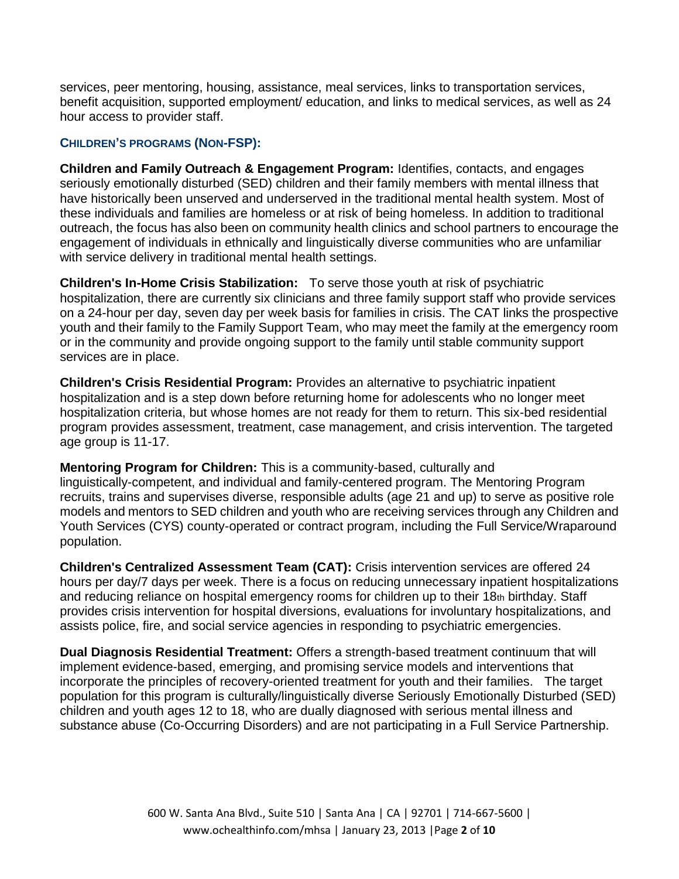services, peer mentoring, housing, assistance, meal services, links to transportation services, benefit acquisition, supported employment/ education, and links to medical services, as well as 24 hour access to provider staff.

### CHILDREN'S PROGRAMS (NON-FSP):

**Children and Family Outreach & Engagement Program:** Identifies, contacts, and engages seriously emotionally disturbed (SED) children and their family members with mental illness that have historically been unserved and underserved in the traditional mental health system. Most of these individuals and families are homeless or at risk of being homeless. In addition to traditional outreach, the focus has also been on community health clinics and school partners to encourage the engagement of individuals in ethnically and linguistically diverse communities who are unfamiliar with service delivery in traditional mental health settings.

**Children's In-Home Crisis Stabilization:** To serve those youth at risk of psychiatric hospitalization, there are currently six clinicians and three family support staff who provide services on a 24-hour per day, seven day per week basis for families in crisis. The CAT links the prospective youth and their family to the Family Support Team, who may meet the family at the emergency room or in the community and provide ongoing support to the family until stable community support services are in place.

**Children's Crisis Residential Program:** Provides an alternative to psychiatric inpatient hospitalization and is a step down before returning home for adolescents who no longer meet hospitalization criteria, but whose homes are not ready for them to return. This six-bed residential program provides assessment, treatment, case management, and crisis intervention. The targeted age group is 11-17.

**Mentoring Program for Children:** This is a community-based, culturally and linguistically-competent, and individual and family-centered program. The Mentoring Program recruits, trains and supervises diverse, responsible adults (age 21 and up) to serve as positive role models and mentors to SED children and youth who are receiving services through any Children and Youth Services (CYS) county-operated or contract program, including the Full Service/Wraparound population.

**Children's Centralized Assessment Team (CAT):** Crisis intervention services are offered 24 hours per day/7 days per week. There is a focus on reducing unnecessary inpatient hospitalizations and reducing reliance on hospital emergency rooms for children up to their 18th birthday. Staff provides crisis intervention for hospital diversions, evaluations for involuntary hospitalizations, and assists police, fire, and social service agencies in responding to psychiatric emergencies.

**Dual Diagnosis Residential Treatment:** Offers a strength-based treatment continuum that will implement evidence-based, emerging, and promising service models and interventions that incorporate the principles of recovery-oriented treatment for youth and their families. The target population for this program is culturally/linguistically diverse Seriously Emotionally Disturbed (SED) children and youth ages 12 to 18, who are dually diagnosed with serious mental illness and substance abuse (Co-Occurring Disorders) and are not participating in a Full Service Partnership.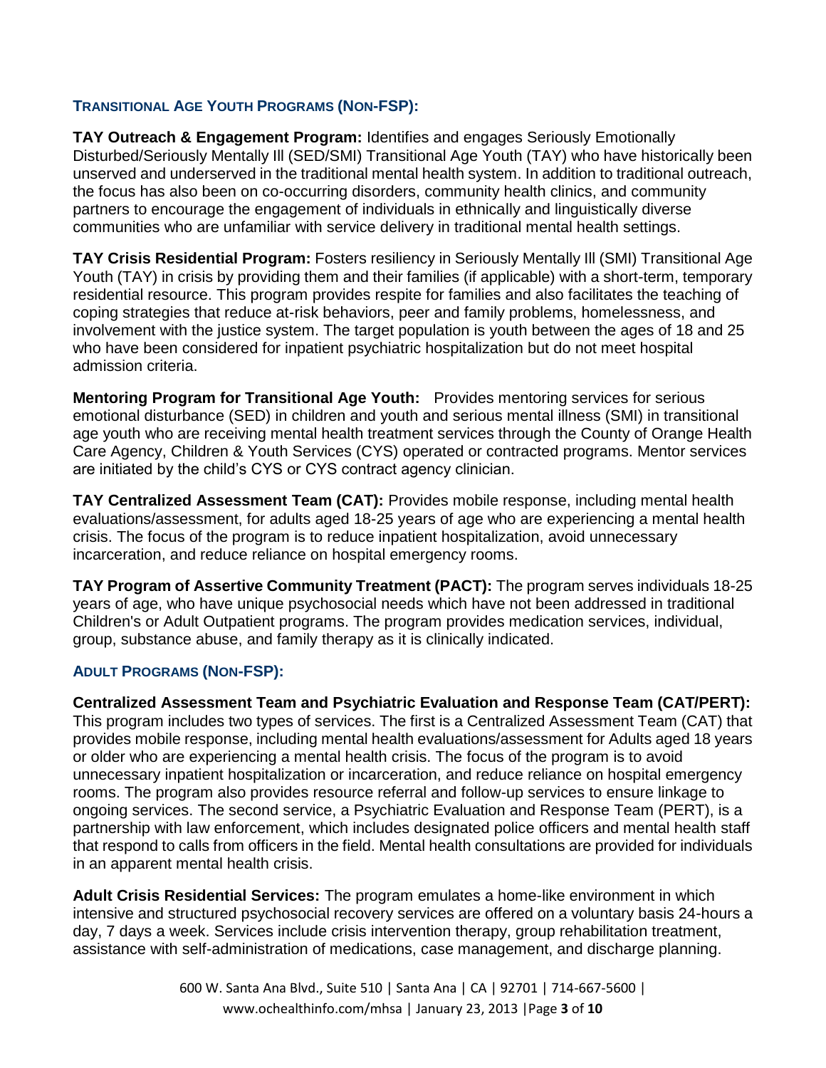### TRANSITIONAL AGE YOUTH PROGRAMS (NON-FSP):

**TAY Outreach & Engagement Program:** Identifies and engages Seriously Emotionally Disturbed/Seriously Mentally Ill (SED/SMI) Transitional Age Youth (TAY) who have historically been unserved and underserved in the traditional mental health system. In addition to traditional outreach, the focus has also been on co-occurring disorders, community health clinics, and community partners to encourage the engagement of individuals in ethnically and linguistically diverse communities who are unfamiliar with service delivery in traditional mental health settings.

**TAY Crisis Residential Program:** Fosters resiliency in Seriously Mentally Ill (SMI) Transitional Age Youth (TAY) in crisis by providing them and their families (if applicable) with a short-term, temporary residential resource. This program provides respite for families and also facilitates the teaching of coping strategies that reduce at-risk behaviors, peer and family problems, homelessness, and involvement with the justice system. The target population is youth between the ages of 18 and 25 who have been considered for inpatient psychiatric hospitalization but do not meet hospital admission criteria.

**Mentoring Program for Transitional Age Youth:** Provides mentoring services for serious emotional disturbance (SED) in children and youth and serious mental illness (SMI) in transitional age youth who are receiving mental health treatment services through the County of Orange Health Care Agency, Children & Youth Services (CYS) operated or contracted programs. Mentor services are initiated by the child's CYS or CYS contract agency clinician.

**TAY Centralized Assessment Team (CAT):** Provides mobile response, including mental health evaluations/assessment, for adults aged 18-25 years of age who are experiencing a mental health crisis. The focus of the program is to reduce inpatient hospitalization, avoid unnecessary incarceration, and reduce reliance on hospital emergency rooms.

**TAY Program of Assertive Community Treatment (PACT):** The program serves individuals 18-25 years of age, who have unique psychosocial needs which have not been addressed in traditional Children's or Adult Outpatient programs. The program provides medication services, individual, group, substance abuse, and family therapy as it is clinically indicated.

### ADULT PROGRAMS (NON-FSP):

**Centralized Assessment Team and Psychiatric Evaluation and Response Team (CAT/PERT):** This program includes two types of services. The first is a Centralized Assessment Team (CAT) that provides mobile response, including mental health evaluations/assessment for Adults aged 18 years or older who are experiencing a mental health crisis. The focus of the program is to avoid unnecessary inpatient hospitalization or incarceration, and reduce reliance on hospital emergency rooms. The program also provides resource referral and follow-up services to ensure linkage to ongoing services. The second service, a Psychiatric Evaluation and Response Team (PERT), is a partnership with law enforcement, which includes designated police officers and mental health staff that respond to calls from officers in the field. Mental health consultations are provided for individuals in an apparent mental health crisis.

**Adult Crisis Residential Services:** The program emulates a home-like environment in which intensive and structured psychosocial recovery services are offered on a voluntary basis 24-hours a day, 7 days a week. Services include crisis intervention therapy, group rehabilitation treatment, assistance with self-administration of medications, case management, and discharge planning.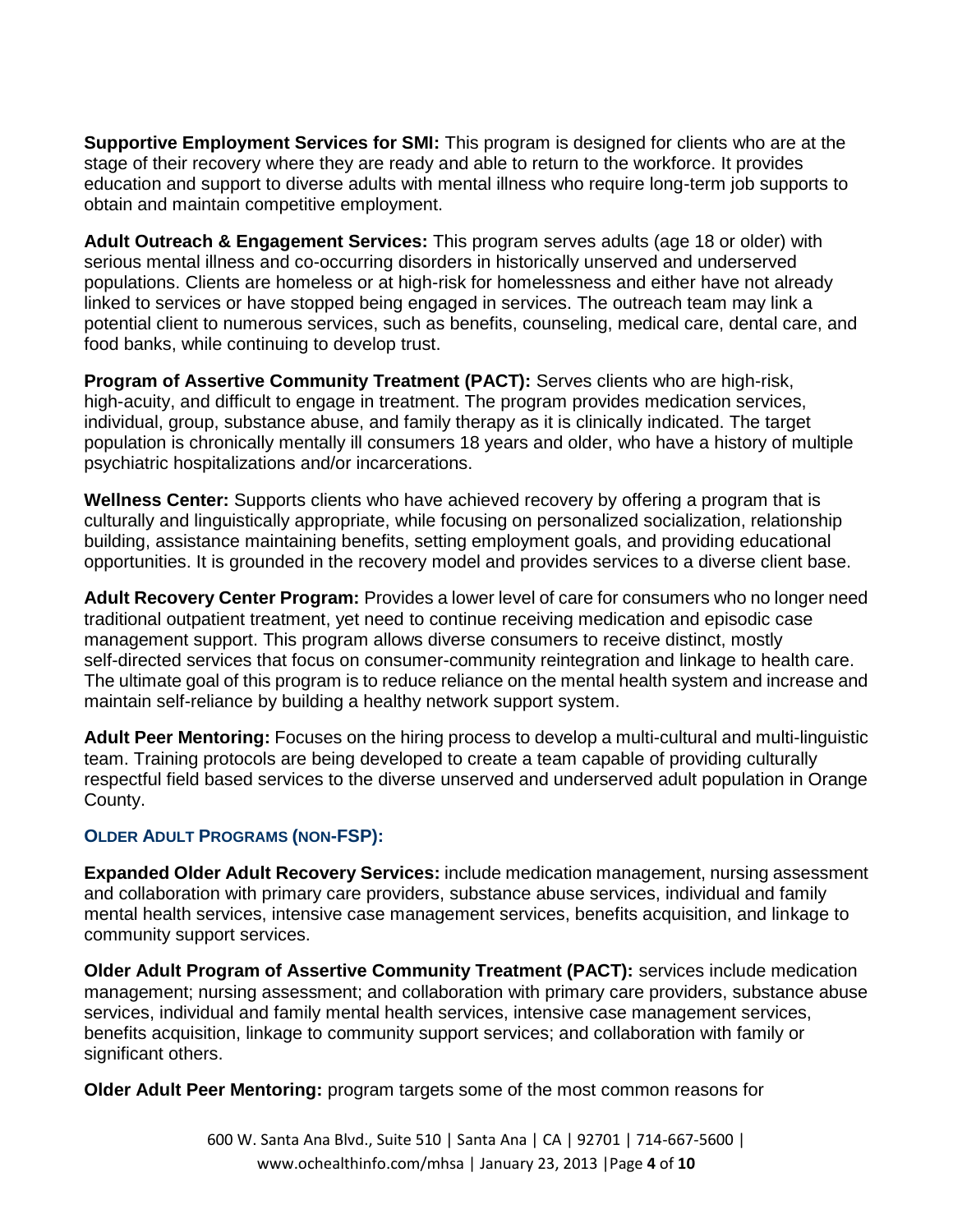**Supportive Employment Services for SMI:** This program is designed for clients who are at the stage of their recovery where they are ready and able to return to the workforce. It provides education and support to diverse adults with mental illness who require long-term job supports to obtain and maintain competitive employment.

**Adult Outreach & Engagement Services:** This program serves adults (age 18 or older) with serious mental illness and co-occurring disorders in historically unserved and underserved populations. Clients are homeless or at high-risk for homelessness and either have not already linked to services or have stopped being engaged in services. The outreach team may link a potential client to numerous services, such as benefits, counseling, medical care, dental care, and food banks, while continuing to develop trust.

**Program of Assertive Community Treatment (PACT):** Serves clients who are high-risk, high-acuity, and difficult to engage in treatment. The program provides medication services, individual, group, substance abuse, and family therapy as it is clinically indicated. The target population is chronically mentally ill consumers 18 years and older, who have a history of multiple psychiatric hospitalizations and/or incarcerations.

**Wellness Center:** Supports clients who have achieved recovery by offering a program that is culturally and linguistically appropriate, while focusing on personalized socialization, relationship building, assistance maintaining benefits, setting employment goals, and providing educational opportunities. It is grounded in the recovery model and provides services to a diverse client base.

**Adult Recovery Center Program:** Provides a lower level of care for consumers who no longer need traditional outpatient treatment, yet need to continue receiving medication and episodic case management support. This program allows diverse consumers to receive distinct, mostly self-directed services that focus on consumer-community reintegration and linkage to health care. The ultimate goal of this program is to reduce reliance on the mental health system and increase and maintain self-reliance by building a healthy network support system.

**Adult Peer Mentoring:** Focuses on the hiring process to develop a multi-cultural and multi-linguistic team. Training protocols are being developed to create a team capable of providing culturally respectful field based services to the diverse unserved and underserved adult population in Orange County.

### OLDER ADULT PROGRAMS (NON-FSP):

**Expanded Older Adult Recovery Services:** include medication management, nursing assessment and collaboration with primary care providers, substance abuse services, individual and family mental health services, intensive case management services, benefits acquisition, and linkage to community support services.

**Older Adult Program of Assertive Community Treatment (PACT):** services include medication management; nursing assessment; and collaboration with primary care providers, substance abuse services, individual and family mental health services, intensive case management services, benefits acquisition, linkage to community support services; and collaboration with family or significant others.

**Older Adult Peer Mentoring:** program targets some of the most common reasons for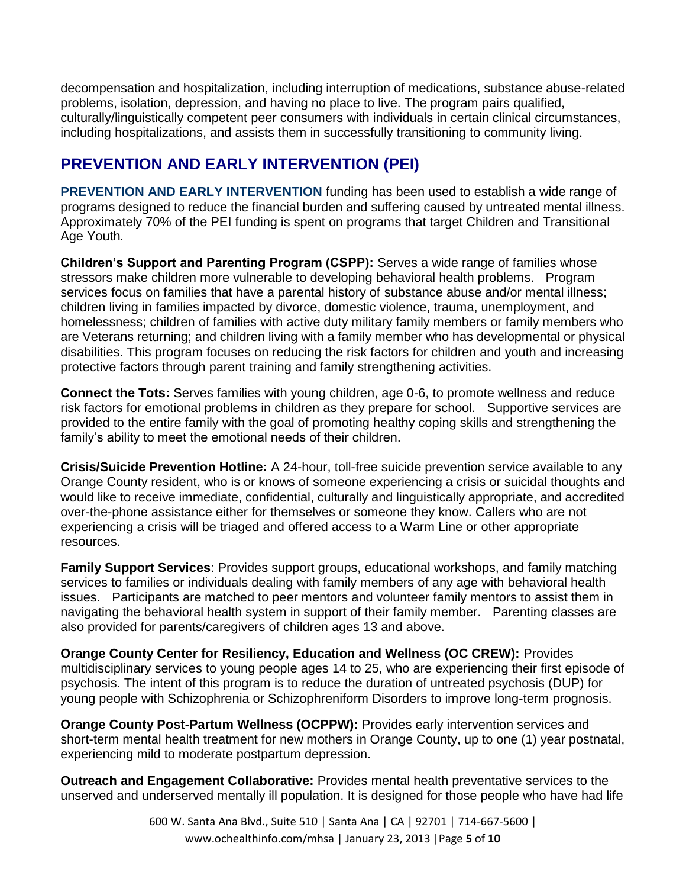decompensation and hospitalization, including interruption of medications, substance abuse-related problems, isolation, depression, and having no place to live. The program pairs qualified, culturally/linguistically competent peer consumers with individuals in certain clinical circumstances, including hospitalizations, and assists them in successfully transitioning to community living.

## PREVENTION AND EARLY INTERVENTION (PEI)

**PREVENTION AND EARLY INTERVENTION** funding has been used to establish a wide range of programs designed to reduce the financial burden and suffering caused by untreated mental illness. Approximately 70% of the PEI funding is spent on programs that target Children and Transitional Age Youth.

**Children's Support and Parenting Program (CSPP):** Serves a wide range of families whose stressors make children more vulnerable to developing behavioral health problems. Program services focus on families that have a parental history of substance abuse and/or mental illness; children living in families impacted by divorce, domestic violence, trauma, unemployment, and homelessness; children of families with active duty military family members or family members who are Veterans returning; and children living with a family member who has developmental or physical disabilities. This program focuses on reducing the risk factors for children and youth and increasing protective factors through parent training and family strengthening activities.

**Connect the Tots:** Serves families with young children, age 0-6, to promote wellness and reduce risk factors for emotional problems in children as they prepare for school. Supportive services are provided to the entire family with the goal of promoting healthy coping skills and strengthening the family's ability to meet the emotional needs of their children.

**Crisis/Suicide Prevention Hotline:** A 24-hour, toll-free suicide prevention service available to any Orange County resident, who is or knows of someone experiencing a crisis or suicidal thoughts and would like to receive immediate, confidential, culturally and linguistically appropriate, and accredited over-the-phone assistance either for themselves or someone they know. Callers who are not experiencing a crisis will be triaged and offered access to a Warm Line or other appropriate resources.

**Family Support Services**: Provides support groups, educational workshops, and family matching services to families or individuals dealing with family members of any age with behavioral health issues. Participants are matched to peer mentors and volunteer family mentors to assist them in navigating the behavioral health system in support of their family member. Parenting classes are also provided for parents/caregivers of children ages 13 and above.

**Orange County Center for Resiliency, Education and Wellness (OC CREW):** Provides multidisciplinary services to young people ages 14 to 25, who are experiencing their first episode of psychosis. The intent of this program is to reduce the duration of untreated psychosis (DUP) for young people with Schizophrenia or Schizophreniform Disorders to improve long-term prognosis.

**Orange County Post-Partum Wellness (OCPPW):** Provides early intervention services and short-term mental health treatment for new mothers in Orange County, up to one (1) year postnatal, experiencing mild to moderate postpartum depression.

**Outreach and Engagement Collaborative:** Provides mental health preventative services to the unserved and underserved mentally ill population. It is designed for those people who have had life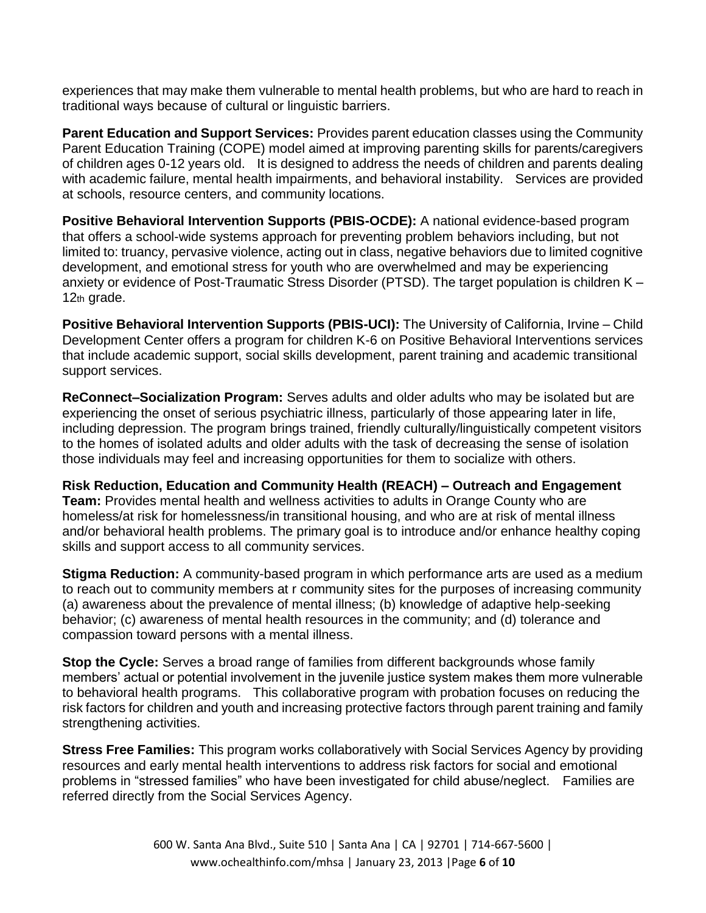experiences that may make them vulnerable to mental health problems, but who are hard to reach in traditional ways because of cultural or linguistic barriers.

**Parent Education and Support Services:** Provides parent education classes using the Community Parent Education Training (COPE) model aimed at improving parenting skills for parents/caregivers of children ages 0-12 years old. It is designed to address the needs of children and parents dealing with academic failure, mental health impairments, and behavioral instability. Services are provided at schools, resource centers, and community locations.

**Positive Behavioral Intervention Supports (PBIS-OCDE):** A national evidence-based program that offers a school-wide systems approach for preventing problem behaviors including, but not limited to: truancy, pervasive violence, acting out in class, negative behaviors due to limited cognitive development, and emotional stress for youth who are overwhelmed and may be experiencing anxiety or evidence of Post-Traumatic Stress Disorder (PTSD). The target population is children K – 12th grade.

**Positive Behavioral Intervention Supports (PBIS-UCI):** The University of California, Irvine – Child Development Center offers a program for children K-6 on Positive Behavioral Interventions services that include academic support, social skills development, parent training and academic transitional support services.

**ReConnect–Socialization Program:** Serves adults and older adults who may be isolated but are experiencing the onset of serious psychiatric illness, particularly of those appearing later in life, including depression. The program brings trained, friendly culturally/linguistically competent visitors to the homes of isolated adults and older adults with the task of decreasing the sense of isolation those individuals may feel and increasing opportunities for them to socialize with others.

**Risk Reduction, Education and Community Health (REACH) – Outreach and Engagement Team:** Provides mental health and wellness activities to adults in Orange County who are homeless/at risk for homelessness/in transitional housing, and who are at risk of mental illness and/or behavioral health problems. The primary goal is to introduce and/or enhance healthy coping skills and support access to all community services.

**Stigma Reduction:** A community-based program in which performance arts are used as a medium to reach out to community members at r community sites for the purposes of increasing community (a) awareness about the prevalence of mental illness; (b) knowledge of adaptive help-seeking behavior; (c) awareness of mental health resources in the community; and (d) tolerance and compassion toward persons with a mental illness.

**Stop the Cycle:** Serves a broad range of families from different backgrounds whose family members' actual or potential involvement in the juvenile justice system makes them more vulnerable to behavioral health programs. This collaborative program with probation focuses on reducing the risk factors for children and youth and increasing protective factors through parent training and family strengthening activities.

**Stress Free Families:** This program works collaboratively with Social Services Agency by providing resources and early mental health interventions to address risk factors for social and emotional problems in "stressed families" who have been investigated for child abuse/neglect. Families are referred directly from the Social Services Agency.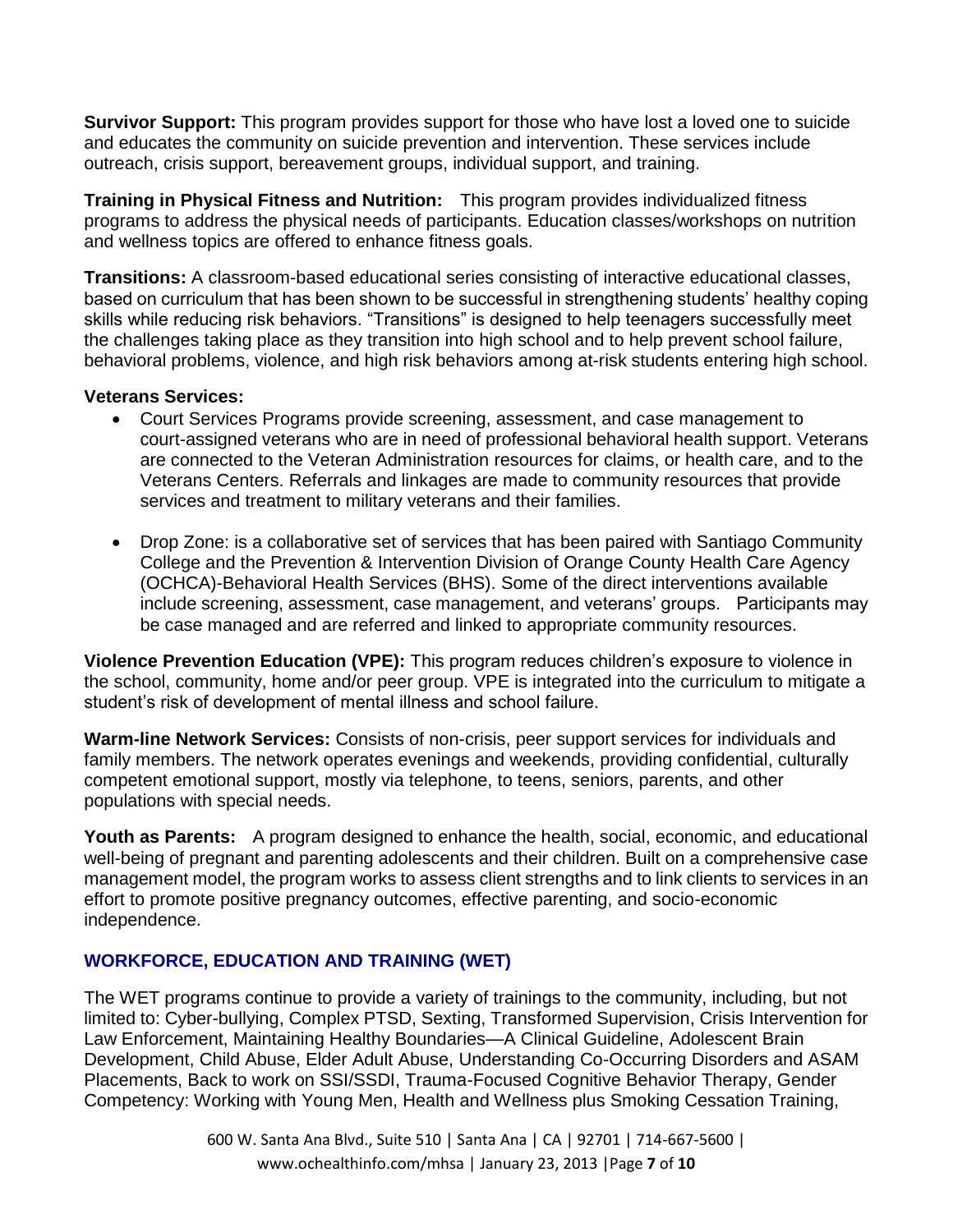**Survivor Support:** This program provides support for those who have lost a loved one to suicide and educates the community on suicide prevention and intervention. These services include outreach, crisis support, bereavement groups, individual support, and training.

**Training in Physical Fitness and Nutrition:** This program provides individualized fitness programs to address the physical needs of participants. Education classes/workshops on nutrition and wellness topics are offered to enhance fitness goals.

**Transitions:** A classroom-based educational series consisting of interactive educational classes, based on curriculum that has been shown to be successful in strengthening students' healthy coping skills while reducing risk behaviors. "Transitions" is designed to help teenagers successfully meet the challenges taking place as they transition into high school and to help prevent school failure, behavioral problems, violence, and high risk behaviors among at-risk students entering high school.

**Veterans Services:**

- Court Services Programs provide screening, assessment, and case management to court-assigned veterans who are in need of professional behavioral health support. Veterans are connected to the Veteran Administration resources for claims, or health care, and to the Veterans Centers. Referrals and linkages are made to community resources that provide services and treatment to military veterans and their families.

- Drop Zone: is a collaborative set of services that has been paired with Santiago Community College and the Prevention & Intervention Division of Orange County Health Care Agency (OCHCA)-Behavioral Health Services (BHS). Some of the direct interventions available include screening, assessment, case management, and veterans' groups. Participants may be case managed and are referred and linked to appropriate community resources.

**Violence Prevention Education (VPE):** This program reduces children's exposure to violence in the school, community, home and/or peer group. VPE is integrated into the curriculum to mitigate a student's risk of development of mental illness and school failure.

**Warm-line Network Services:** Consists of non-crisis, peer support services for individuals and family members. The network operates evenings and weekends, providing confidential, culturally competent emotional support, mostly via telephone, to teens, seniors, parents, and other populations with special needs.

**Youth as Parents:** A program designed to enhance the health, social, economic, and educational well-being of pregnant and parenting adolescents and their children. Built on a comprehensive case management model, the program works to assess client strengths and to link clients to services in an effort to promote positive pregnancy outcomes, effective parenting, and socio-economic independence.

## WORKFORCE, EDUCATION AND TRAINING (WET)

The WET programs continue to provide a variety of trainings to the community, including, but not limited to: Cyber-bullying, Complex PTSD, Sexting, Transformed Supervision, Crisis Intervention for Law Enforcement, Maintaining Healthy Boundaries—A Clinical Guideline, Adolescent Brain Development, Child Abuse, Elder Adult Abuse, Understanding Co-Occurring Disorders and ASAM Placements, Back to work on SSI/SSDI, Trauma-Focused Cognitive Behavior Therapy, Gender Competency: Working with Young Men, Health and Wellness plus Smoking Cessation Training,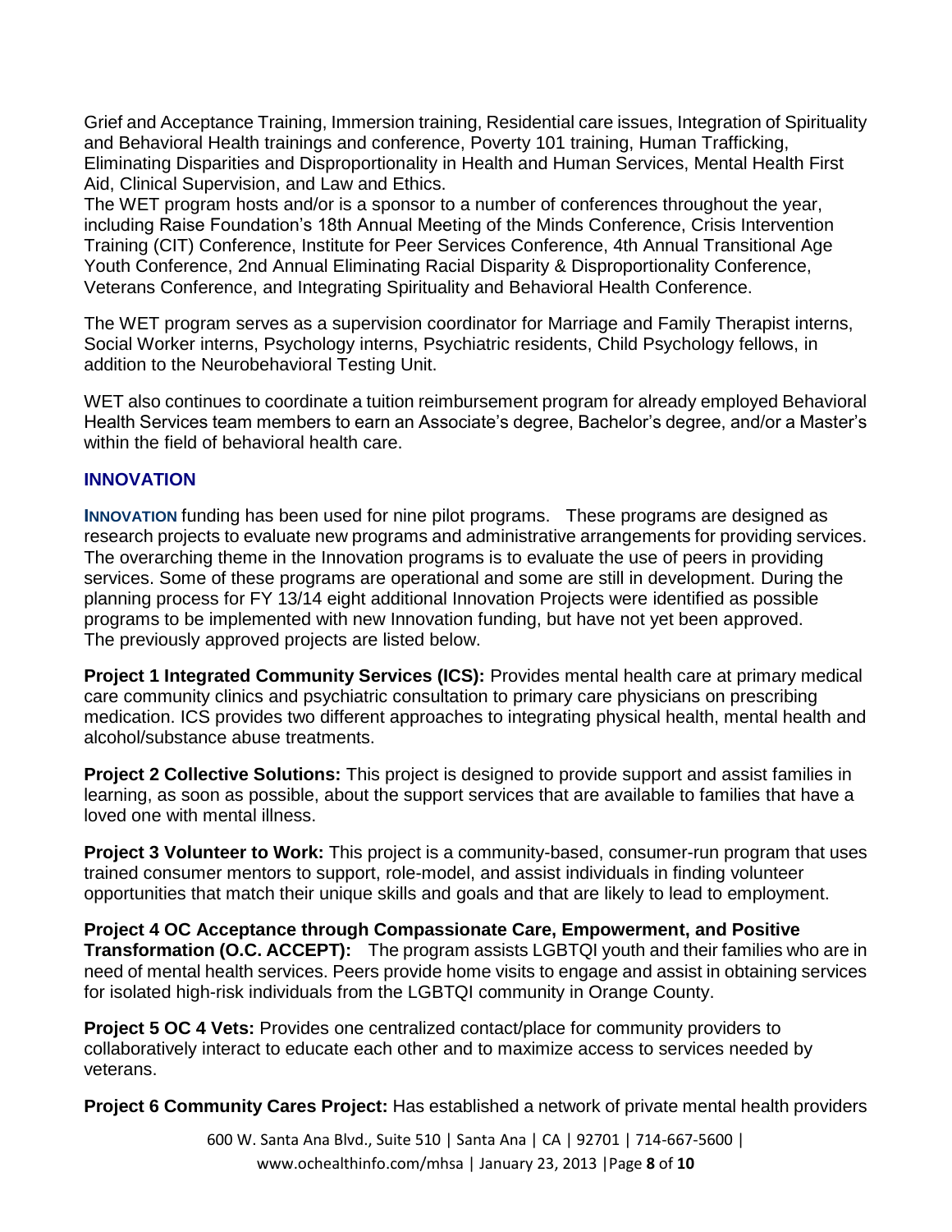Grief and Acceptance Training, Immersion training, Residential care issues, Integration of Spirituality and Behavioral Health trainings and conference, Poverty 101 training, Human Trafficking, Eliminating Disparities and Disproportionality in Health and Human Services, Mental Health First Aid, Clinical Supervision, and Law and Ethics.
The WET program hosts and/or is a sponsor to a number of conferences throughout the year, including Raise Foundation's 18th Annual Meeting of the Minds Conference, Crisis Intervention Training (CIT) Conference, Institute for Peer Services Conference, 4th Annual Transitional Age Youth Conference, 2nd Annual Eliminating Racial Disparity & Disproportionality Conference, Veterans Conference, and Integrating Spirituality and Behavioral Health Conference.

The WET program serves as a supervision coordinator for Marriage and Family Therapist interns, Social Worker interns, Psychology interns, Psychiatric residents, Child Psychology fellows, in addition to the Neurobehavioral Testing Unit.

WET also continues to coordinate a tuition reimbursement program for already employed Behavioral Health Services team members to earn an Associate's degree, Bachelor's degree, and/or a Master's within the field of behavioral health care.

## INNOVATION

**INNOVATION** funding has been used for nine pilot programs. These programs are designed as research projects to evaluate new programs and administrative arrangements for providing services. The overarching theme in the Innovation programs is to evaluate the use of peers in providing services. Some of these programs are operational and some are still in development. During the planning process for FY 13/14 eight additional Innovation Projects were identified as possible programs to be implemented with new Innovation funding, but have not yet been approved. The previously approved projects are listed below.

**Project 1 Integrated Community Services (ICS):** Provides mental health care at primary medical care community clinics and psychiatric consultation to primary care physicians on prescribing medication. ICS provides two different approaches to integrating physical health, mental health and alcohol/substance abuse treatments.

**Project 2 Collective Solutions:** This project is designed to provide support and assist families in learning, as soon as possible, about the support services that are available to families that have a loved one with mental illness.

**Project 3 Volunteer to Work:** This project is a community-based, consumer-run program that uses trained consumer mentors to support, role-model, and assist individuals in finding volunteer opportunities that match their unique skills and goals and that are likely to lead to employment.

**Project 4 OC Acceptance through Compassionate Care, Empowerment, and Positive Transformation (O.C. ACCEPT):** The program assists LGBTQI youth and their families who are in need of mental health services. Peers provide home visits to engage and assist in obtaining services for isolated high-risk individuals from the LGBTQI community in Orange County.

**Project 5 OC 4 Vets:** Provides one centralized contact/place for community providers to collaboratively interact to educate each other and to maximize access to services needed by veterans.

**Project 6 Community Cares Project:** Has established a network of private mental health providers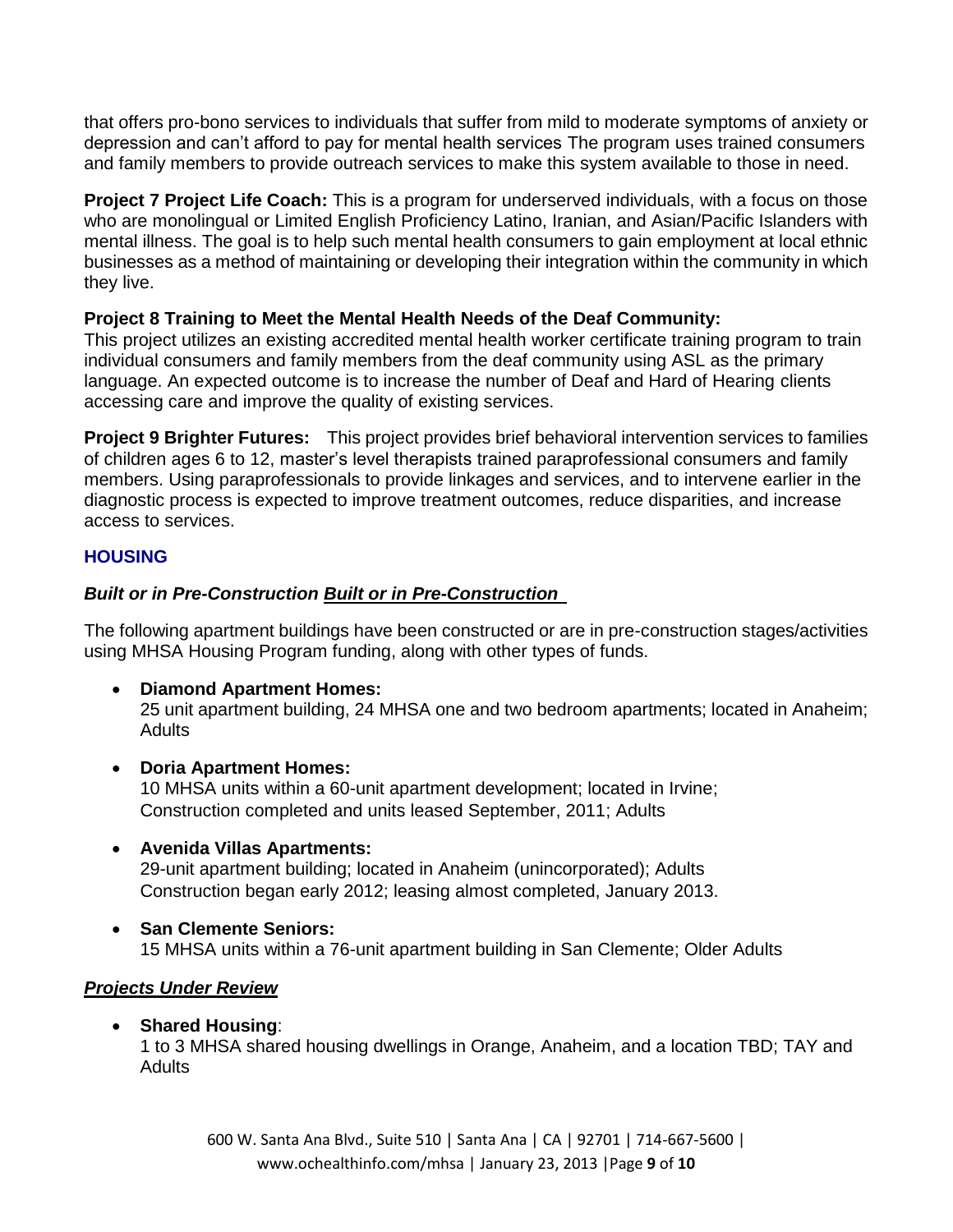that offers pro-bono services to individuals that suffer from mild to moderate symptoms of anxiety or depression and can't afford to pay for mental health services The program uses trained consumers and family members to provide outreach services to make this system available to those in need.

**Project 7 Project Life Coach:** This is a program for underserved individuals, with a focus on those who are monolingual or Limited English Proficiency Latino, Iranian, and Asian/Pacific Islanders with mental illness. The goal is to help such mental health consumers to gain employment at local ethnic businesses as a method of maintaining or developing their integration within the community in which they live.

**Project 8 Training to Meet the Mental Health Needs of the Deaf Community:**
This project utilizes an existing accredited mental health worker certificate training program to train individual consumers and family members from the deaf community using ASL as the primary language. An expected outcome is to increase the number of Deaf and Hard of Hearing clients accessing care and improve the quality of existing services.

**Project 9 Brighter Futures:** This project provides brief behavioral intervention services to families of children ages 6 to 12, master's level therapists trained paraprofessional consumers and family members. Using paraprofessionals to provide linkages and services, and to intervene earlier in the diagnostic process is expected to improve treatment outcomes, reduce disparities, and increase access to services.

## HOUSING

### *Built or in Pre-Construction* ***<u>Built or in Pre-Construction</u>***

The following apartment buildings have been constructed or are in pre-construction stages/activities using MHSA Housing Program funding, along with other types of funds.

- **Diamond Apartment Homes:**
  25 unit apartment building, 24 MHSA one and two bedroom apartments; located in Anaheim; Adults

- **Doria Apartment Homes:**
  10 MHSA units within a 60-unit apartment development; located in Irvine; Construction completed and units leased September, 2011; Adults

- **Avenida Villas Apartments:**
  29-unit apartment building; located in Anaheim (unincorporated); Adults
  Construction began early 2012; leasing almost completed, January 2013.

- **San Clemente Seniors:**
  15 MHSA units within a 76-unit apartment building in San Clemente; Older Adults

### ***<u>Projects Under Review</u>***

- **Shared Housing**:
  1 to 3 MHSA shared housing dwellings in Orange, Anaheim, and a location TBD; TAY and Adults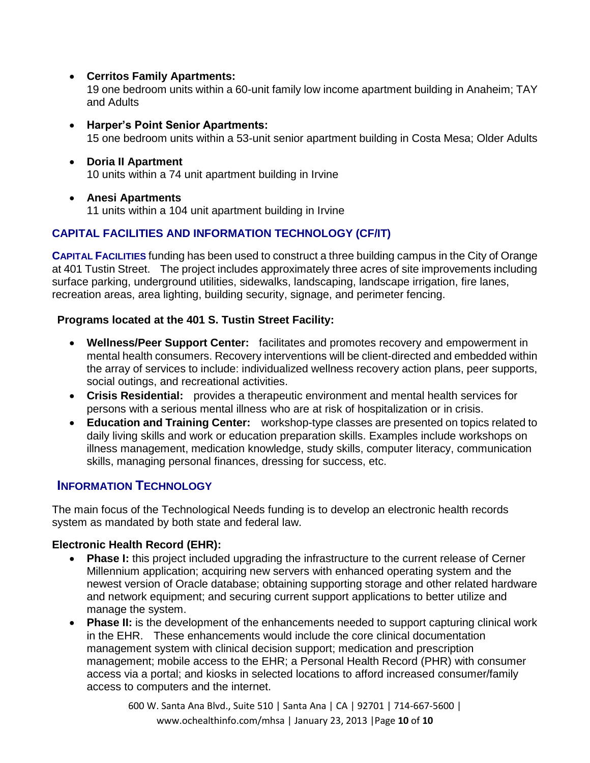- **Cerritos Family Apartments:**
  19 one bedroom units within a 60-unit family low income apartment building in Anaheim; TAY and Adults

- **Harper's Point Senior Apartments:**
  15 one bedroom units within a 53-unit senior apartment building in Costa Mesa; Older Adults

- **Doria II Apartment**
  10 units within a 74 unit apartment building in Irvine

- **Anesi Apartments**
  11 units within a 104 unit apartment building in Irvine

## CAPITAL FACILITIES AND INFORMATION TECHNOLOGY (CF/IT)

**CAPITAL FACILITIES** funding has been used to construct a three building campus in the City of Orange at 401 Tustin Street. The project includes approximately three acres of site improvements including surface parking, underground utilities, sidewalks, landscaping, landscape irrigation, fire lanes, recreation areas, area lighting, building security, signage, and perimeter fencing.

**Programs located at the 401 S. Tustin Street Facility:**

- **Wellness/Peer Support Center:** facilitates and promotes recovery and empowerment in mental health consumers. Recovery interventions will be client-directed and embedded within the array of services to include: individualized wellness recovery action plans, peer supports, social outings, and recreational activities.
- **Crisis Residential:** provides a therapeutic environment and mental health services for persons with a serious mental illness who are at risk of hospitalization or in crisis.
- **Education and Training Center:** workshop-type classes are presented on topics related to daily living skills and work or education preparation skills. Examples include workshops on illness management, medication knowledge, study skills, computer literacy, communication skills, managing personal finances, dressing for success, etc.

## INFORMATION TECHNOLOGY

The main focus of the Technological Needs funding is to develop an electronic health records system as mandated by both state and federal law.

**Electronic Health Record (EHR):**

- **Phase I:** this project included upgrading the infrastructure to the current release of Cerner Millennium application; acquiring new servers with enhanced operating system and the newest version of Oracle database; obtaining supporting storage and other related hardware and network equipment; and securing current support applications to better utilize and manage the system.
- **Phase II:** is the development of the enhancements needed to support capturing clinical work in the EHR. These enhancements would include the core clinical documentation management system with clinical decision support; medication and prescription management; mobile access to the EHR; a Personal Health Record (PHR) with consumer access via a portal; and kiosks in selected locations to afford increased consumer/family access to computers and the internet.